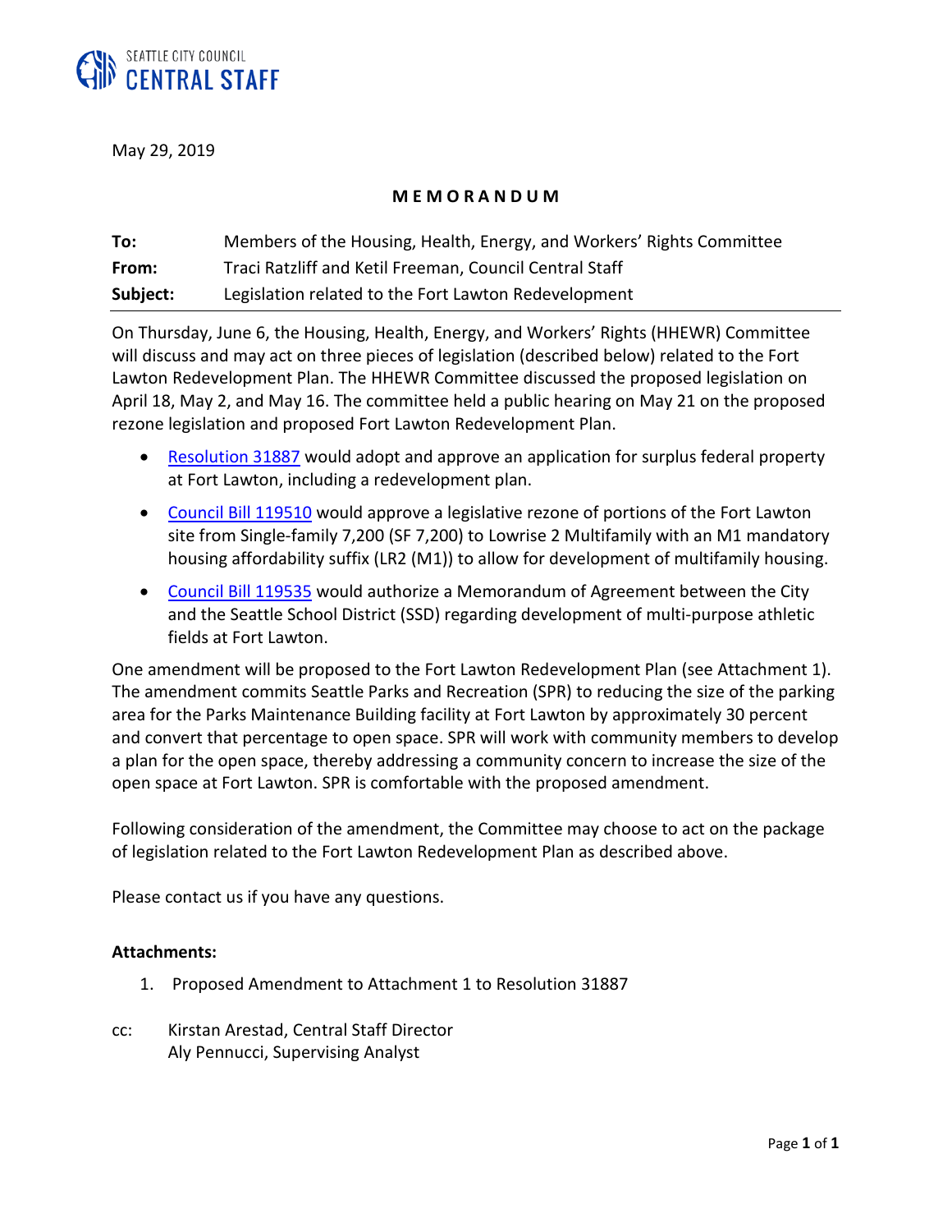SEATTLE CITY COUNCIL
**CENTRAL STAFF**

May 29, 2019

**M E M O R A N D U M**

| | |
|---|---|
| **To:** | Members of the Housing, Health, Energy, and Workers' Rights Committee |
| **From:** | Traci Ratzliff and Ketil Freeman, Council Central Staff |
| **Subject:** | Legislation related to the Fort Lawton Redevelopment |

On Thursday, June 6, the Housing, Health, Energy, and Workers' Rights (HHEWR) Committee will discuss and may act on three pieces of legislation (described below) related to the Fort Lawton Redevelopment Plan. The HHEWR Committee discussed the proposed legislation on April 18, May 2, and May 16. The committee held a public hearing on May 21 on the proposed rezone legislation and proposed Fort Lawton Redevelopment Plan.

- Resolution 31887 would adopt and approve an application for surplus federal property at Fort Lawton, including a redevelopment plan.
- Council Bill 119510 would approve a legislative rezone of portions of the Fort Lawton site from Single-family 7,200 (SF 7,200) to Lowrise 2 Multifamily with an M1 mandatory housing affordability suffix (LR2 (M1)) to allow for development of multifamily housing.
- Council Bill 119535 would authorize a Memorandum of Agreement between the City and the Seattle School District (SSD) regarding development of multi-purpose athletic fields at Fort Lawton.

One amendment will be proposed to the Fort Lawton Redevelopment Plan (see Attachment 1). The amendment commits Seattle Parks and Recreation (SPR) to reducing the size of the parking area for the Parks Maintenance Building facility at Fort Lawton by approximately 30 percent and convert that percentage to open space. SPR will work with community members to develop a plan for the open space, thereby addressing a community concern to increase the size of the open space at Fort Lawton. SPR is comfortable with the proposed amendment.

Following consideration of the amendment, the Committee may choose to act on the package of legislation related to the Fort Lawton Redevelopment Plan as described above.

Please contact us if you have any questions.

**Attachments:**

1. Proposed Amendment to Attachment 1 to Resolution 31887

cc: Kirstan Arestad, Central Staff Director
Aly Pennucci, Supervising Analyst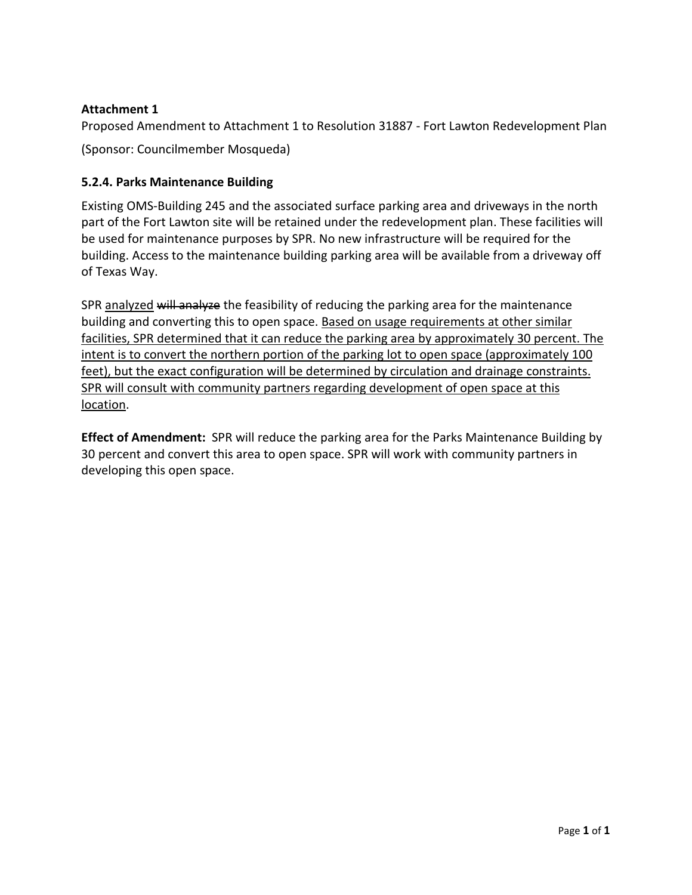**Attachment 1**

Proposed Amendment to Attachment 1 to Resolution 31887 - Fort Lawton Redevelopment Plan

(Sponsor: Councilmember Mosqueda)

**5.2.4. Parks Maintenance Building**

Existing OMS-Building 245 and the associated surface parking area and driveways in the north part of the Fort Lawton site will be retained under the redevelopment plan. These facilities will be used for maintenance purposes by SPR. No new infrastructure will be required for the building. Access to the maintenance building parking area will be available from a driveway off of Texas Way.

SPR <u>analyzed</u> ~~will analyze~~ the feasibility of reducing the parking area for the maintenance building and converting this to open space. <u>Based on usage requirements at other similar facilities, SPR determined that it can reduce the parking area by approximately 30 percent. The intent is to convert the northern portion of the parking lot to open space (approximately 100 feet), but the exact configuration will be determined by circulation and drainage constraints. SPR will consult with community partners regarding development of open space at this location</u>.

**Effect of Amendment:** SPR will reduce the parking area for the Parks Maintenance Building by 30 percent and convert this area to open space. SPR will work with community partners in developing this open space.